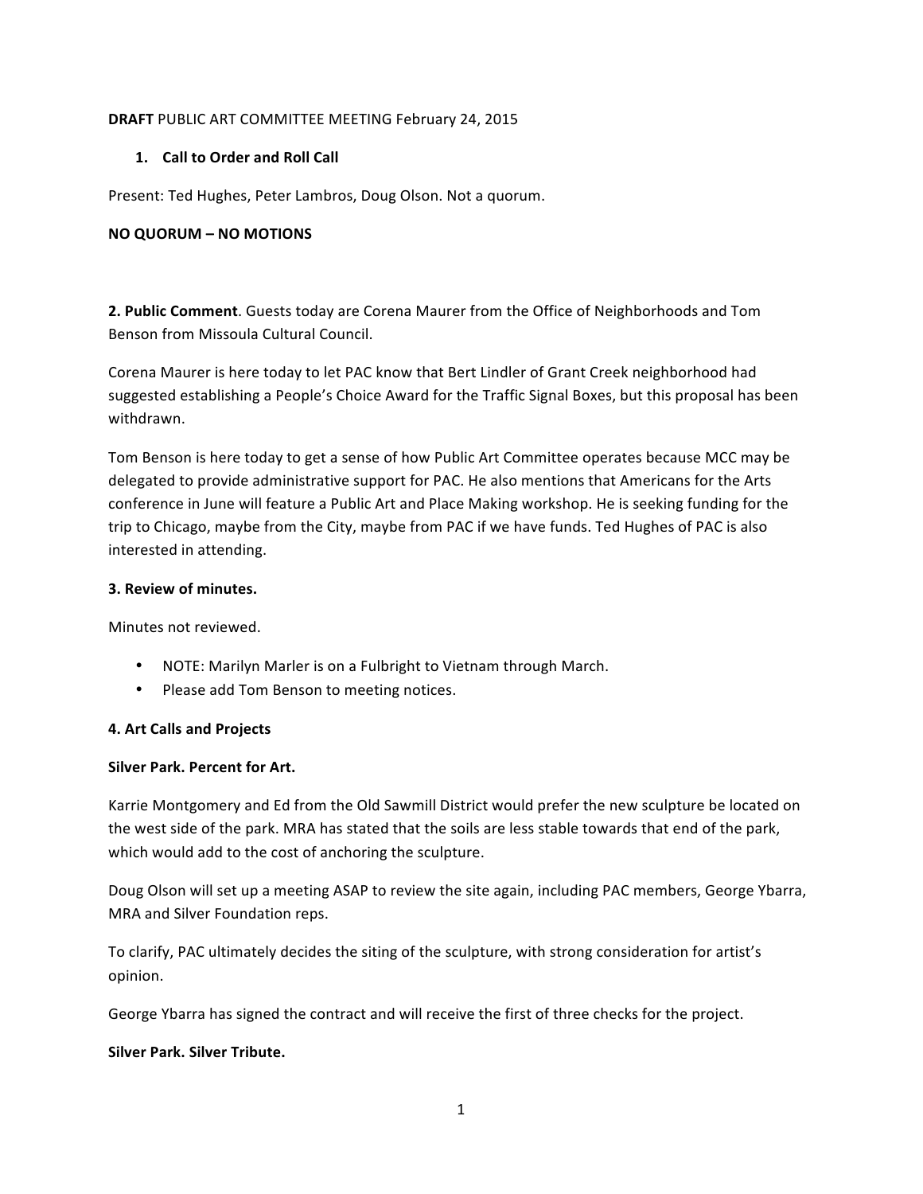**DRAFT** PUBLIC ART COMMITTEE MEETING February 24, 2015

1. **Call to Order and Roll Call**

Present: Ted Hughes, Peter Lambros, Doug Olson. Not a quorum.

**NO QUORUM – NO MOTIONS**

**2. Public Comment**. Guests today are Corena Maurer from the Office of Neighborhoods and Tom Benson from Missoula Cultural Council.

Corena Maurer is here today to let PAC know that Bert Lindler of Grant Creek neighborhood had suggested establishing a People's Choice Award for the Traffic Signal Boxes, but this proposal has been withdrawn.

Tom Benson is here today to get a sense of how Public Art Committee operates because MCC may be delegated to provide administrative support for PAC. He also mentions that Americans for the Arts conference in June will feature a Public Art and Place Making workshop. He is seeking funding for the trip to Chicago, maybe from the City, maybe from PAC if we have funds. Ted Hughes of PAC is also interested in attending.

**3. Review of minutes.**

Minutes not reviewed.

- NOTE: Marilyn Marler is on a Fulbright to Vietnam through March.
- Please add Tom Benson to meeting notices.

**4. Art Calls and Projects**

**Silver Park. Percent for Art.**

Karrie Montgomery and Ed from the Old Sawmill District would prefer the new sculpture be located on the west side of the park. MRA has stated that the soils are less stable towards that end of the park, which would add to the cost of anchoring the sculpture.

Doug Olson will set up a meeting ASAP to review the site again, including PAC members, George Ybarra, MRA and Silver Foundation reps.

To clarify, PAC ultimately decides the siting of the sculpture, with strong consideration for artist's opinion.

George Ybarra has signed the contract and will receive the first of three checks for the project.

**Silver Park. Silver Tribute.**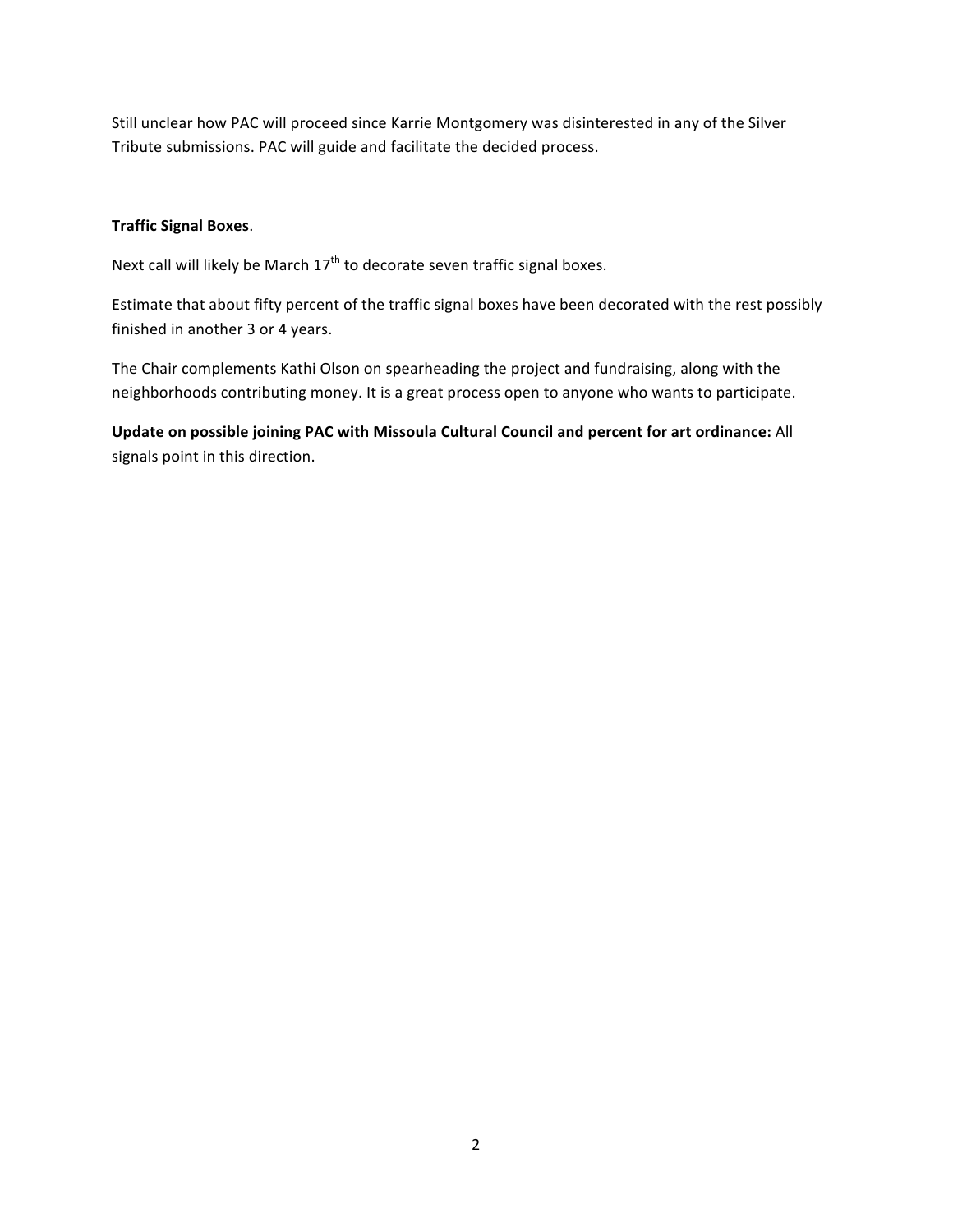Still unclear how PAC will proceed since Karrie Montgomery was disinterested in any of the Silver Tribute submissions. PAC will guide and facilitate the decided process.

**Traffic Signal Boxes**.

Next call will likely be March 17th to decorate seven traffic signal boxes.

Estimate that about fifty percent of the traffic signal boxes have been decorated with the rest possibly finished in another 3 or 4 years.

The Chair complements Kathi Olson on spearheading the project and fundraising, along with the neighborhoods contributing money. It is a great process open to anyone who wants to participate.

**Update on possible joining PAC with Missoula Cultural Council and percent for art ordinance:** All signals point in this direction.